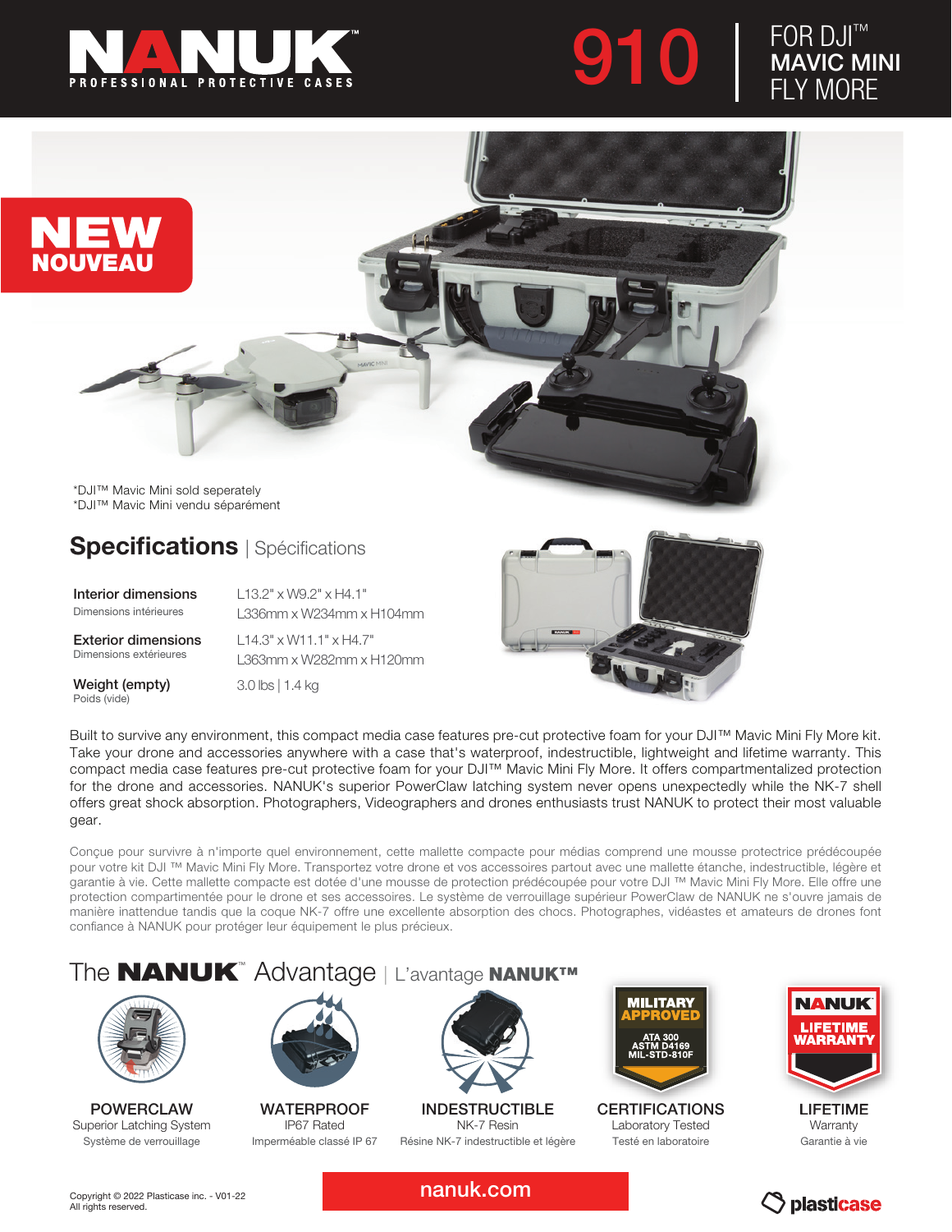# NANUK™

PROFESSIONAL PROTECTIVE CASES

# 910 | FOR DJI™ MAVIC MINI FLY MORE

NEW
NOUVEAU

*DJI™ Mavic Mini sold seperately
*DJI™ Mavic Mini vendu séparément

## Specifications | Spécifications

| | |
|---|---|
| **Interior dimensions** Dimensions intérieures | L13.2" x W9.2" x H4.1" L336mm x W234mm x H104mm |
| **Exterior dimensions** Dimensions extérieures | L14.3" x W11.1" x H4.7" L363mm x W282mm x H120mm |
| **Weight (empty)** Poids (vide) | 3.0 lbs \| 1.4 kg |

Built to survive any environment, this compact media case features pre-cut protective foam for your DJI™ Mavic Mini Fly More kit. Take your drone and accessories anywhere with a case that's waterproof, indestructible, lightweight and lifetime warranty. This compact media case features pre-cut protective foam for your DJI™ Mavic Mini Fly More. It offers compartmentalized protection for the drone and accessories. NANUK's superior PowerClaw latching system never opens unexpectedly while the NK-7 shell offers great shock absorption. Photographers, Videographers and drones enthusiasts trust NANUK to protect their most valuable gear.

Conçue pour survivre à n'importe quel environnement, cette mallette compacte pour médias comprend une mousse protectrice prédécoupée pour votre kit DJI ™ Mavic Mini Fly More. Transportez votre drone et vos accessoires partout avec une mallette étanche, indestructible, légère et garantie à vie. Cette mallette compacte est dotée d'une mousse de protection prédécoupée pour votre DJI ™ Mavic Mini Fly More. Elle offre une protection compartimentée pour le drone et ses accessoires. Le système de verrouillage supérieur PowerClaw de NANUK ne s'ouvre jamais de manière inattendue tandis que la coque NK-7 offre une excellente absorption des chocs. Photographes, vidéastes et amateurs de drones font confiance à NANUK pour protéger leur équipement le plus précieux.

## The NANUK™ Advantage | L'avantage NANUK™

**POWERCLAW**
Superior Latching System
Système de verrouillage

**WATERPROOF**
IP67 Rated
Imperméable classé IP 67

**INDESTRUCTIBLE**
NK-7 Resin
Résine NK-7 indestructible et légère

**MILITARY APPROVED** — ATA 300, ASTM D4169, MIL-STD-810F

**CERTIFICATIONS**
Laboratory Tested
Testé en laboratoire

**NANUK LIFETIME WARRANTY**

**LIFETIME**
Warranty
Garantie à vie

Copyright © 2022 Plasticase inc. - V01-22
All rights reserved.

nanuk.com

plasticase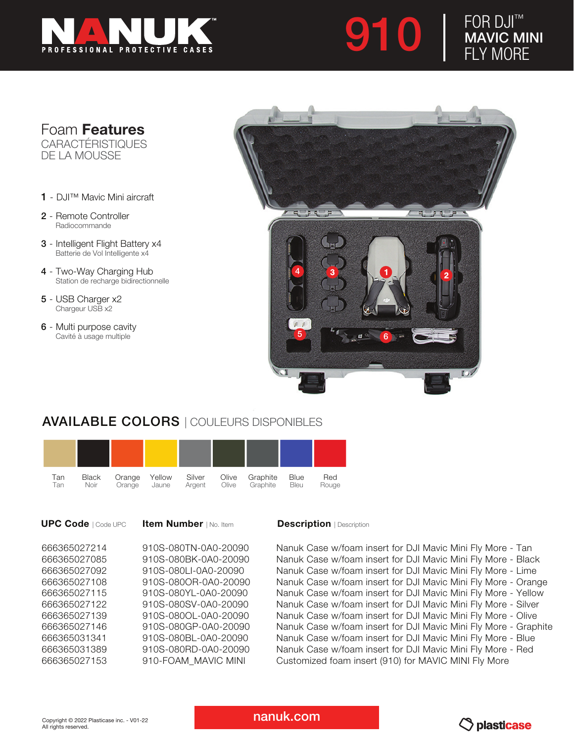# NANUK

PROFESSIONAL PROTECTIVE CASES

# 910 | FOR DJI™ MAVIC MINI FLY MORE

## Foam **Features**

CARACTÉRISTIQUES DE LA MOUSSE

1 - DJI™ Mavic Mini aircraft

2 - Remote Controller
Radiocommande

3 - Intelligent Flight Battery x4
Batterie de Vol Intelligente x4

4 - Two-Way Charging Hub
Station de recharge bidirectionnelle

5 - USB Charger x2
Chargeur USB x2

6 - Multi purpose cavity
Cavité à usage multiple

## AVAILABLE COLORS | COULEURS DISPONIBLES

| Tan | Black | Orange | Yellow | Silver | Olive | Graphite | Blue | Red |
|---|---|---|---|---|---|---|---|---|
| Tan | Noir | Orange | Jaune | Argent | Olive | Graphite | Bleu | Rouge |

| **UPC Code** \| Code UPC | **Item Number** \| No. Item | **Description** \| Description |
|---|---|---|
| 666365027214 | 910S-080TN-0A0-20090 | Nanuk Case w/foam insert for DJI Mavic Mini Fly More - Tan |
| 666365027085 | 910S-080BK-0A0-20090 | Nanuk Case w/foam insert for DJI Mavic Mini Fly More - Black |
| 666365027092 | 910S-080LI-0A0-20090 | Nanuk Case w/foam insert for DJI Mavic Mini Fly More - Lime |
| 666365027108 | 910S-080OR-0A0-20090 | Nanuk Case w/foam insert for DJI Mavic Mini Fly More - Orange |
| 666365027115 | 910S-080YL-0A0-20090 | Nanuk Case w/foam insert for DJI Mavic Mini Fly More - Yellow |
| 666365027122 | 910S-080SV-0A0-20090 | Nanuk Case w/foam insert for DJI Mavic Mini Fly More - Silver |
| 666365027139 | 910S-080OL-0A0-20090 | Nanuk Case w/foam insert for DJI Mavic Mini Fly More - Olive |
| 666365027146 | 910S-080GP-0A0-20090 | Nanuk Case w/foam insert for DJI Mavic Mini Fly More - Graphite |
| 666365031341 | 910S-080BL-0A0-20090 | Nanuk Case w/foam insert for DJI Mavic Mini Fly More - Blue |
| 666365031389 | 910S-080RD-0A0-20090 | Nanuk Case w/foam insert for DJI Mavic Mini Fly More - Red |
| 666365027153 | 910-FOAM_MAVIC MINI | Customized foam insert (910) for MAVIC MINI Fly More |

Copyright © 2022 Plasticase inc. - V01-22
All rights reserved.

nanuk.com

plasticase